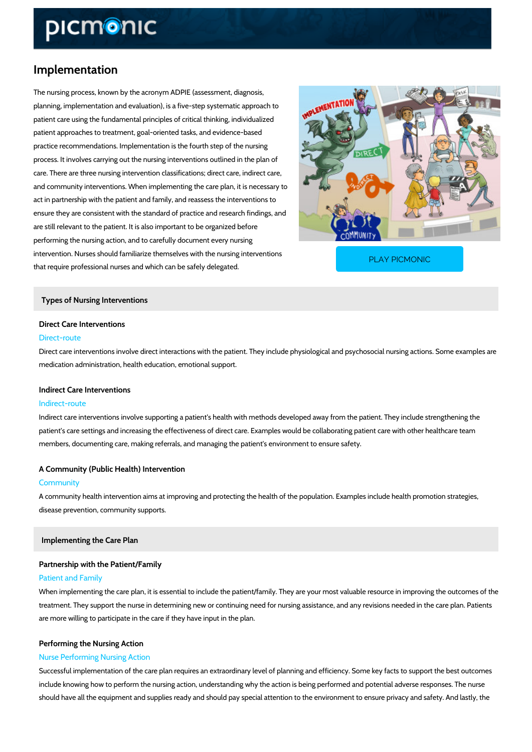# Implementation

The nursing process, known by the acronym ADPIE (assessment, diagnosis, planning, implementation and evaluation), is a five-step systematic approach to patient care using the fundamental principles of critical thinking, individualized patient approaches to treatment, goal-oriented tasks, and evidence-based practice recommendations. Implementation is the fourth step of the nursing process. It involves carrying out the nursing interventions outlined in the plan of care. There are three nursing intervention classifications; direct care, indirect care, and community interventions. When implementing the care plan, it is necessary to act in partnership with the patient and family, and reassess the interventions to ensure they are consistent with the standard of practice and research findings, and are still relevant to the patient. It is also important to be organized before performing the nursing action, and to carefully document every nursing intervention. Nurses should familiarize themselves with the nursing interventions that require professional nurses and which can be safely delegated.

PLAY PICMONIC

## Types of Nursing Interventions

### Direct Care Interventions

Direct-route

Direct care interventions involve direct interactions with the patient. They include physiological and psychosocial nursing actions. Some examples are medication administration, health education, emotional support.

### Indirect Care Interventions

Indirect-route

Indirect care interventions involve supporting a patient's health with methods developed away from the patient. They include strengthening the patient's care settings and increasing the effectiveness of direct care. Examples would be collaborating patient care with other healthcare team members, documenting care, making referrals, and managing the patient's environment to ensure safety.

### A Community (Public Health) Intervention

Community

A community health intervention aims at improving and protecting the health of the population. Examples include health promotion strategies, disease prevention, community supports.

## Implementing the Care Plan

### Partnership with the Patient/Family

Patient and Family

When implementing the care plan, it is essential to include the patient/family. They are your most valuable resource in improving the outcomes of the treatment. They support the nurse in determining new or continuing need for nursing assistance, and any revisions needed in the care plan. Patients are more willing to participate in the care if they have input in the plan.

### Performing the Nursing Action

Nurse Performing Nursing Action

Successful implementation of the care plan requires an extraordinary level of planning and efficiency. Some key facts to support the best outcomes include knowing how to perform the nursing action, understanding why the action is being performed and potential adverse responses. The nurse should have all the equipment and supplies ready and should pay special attention to the environment to ensure privacy and safety. And lastly, the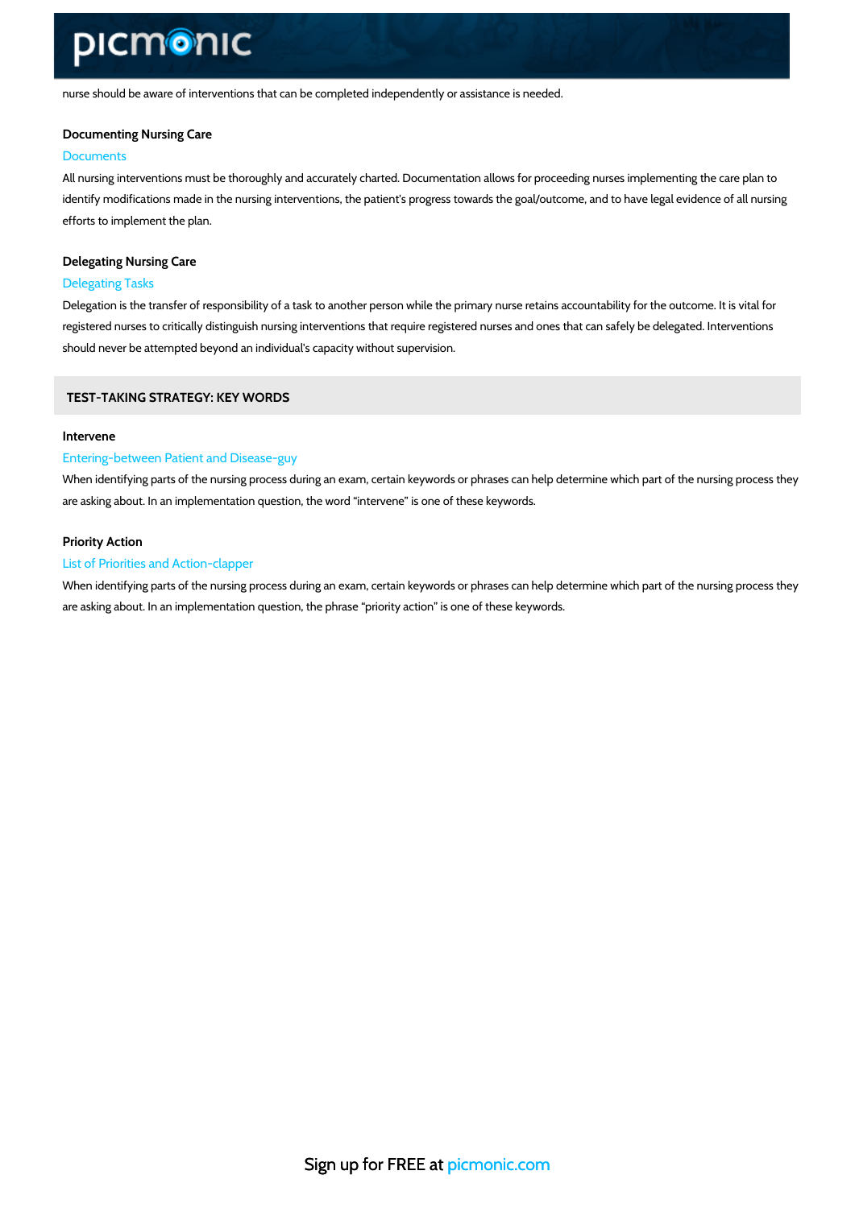nurse should be aware of interventions that can be completed independently or assistance is needed.

### Documenting Nursing Care

Documents

All nursing interventions must be thoroughly and accurately charted. Documentation allows for proceeding nurses implementing the care plan to identify modifications made in the nursing interventions, the patient's progress towards the goal/outcome, and to have legal evidence of all nursing efforts to implement the plan.

### Delegating Nursing Care

Delegating Tasks

Delegation is the transfer of responsibility of a task to another person while the primary nurse retains accountability for the outcome. It is vital for registered nurses to critically distinguish nursing interventions that require registered nurses and ones that can safely be delegated. Interventions should never be attempted beyond an individual's capacity without supervision.

## TEST-TAKING STRATEGY: KEY WORDS

### Intervene

Entering-between Patient and Disease-guy

When identifying parts of the nursing process during an exam, certain keywords or phrases can help determine which part of the nursing process they are asking about. In an implementation question, the word “intervene” is one of these keywords.

### Priority Action

List of Priorities and Action-clapper

When identifying parts of the nursing process during an exam, certain keywords or phrases can help determine which part of the nursing process they are asking about. In an implementation question, the phrase “priority action” is one of these keywords.